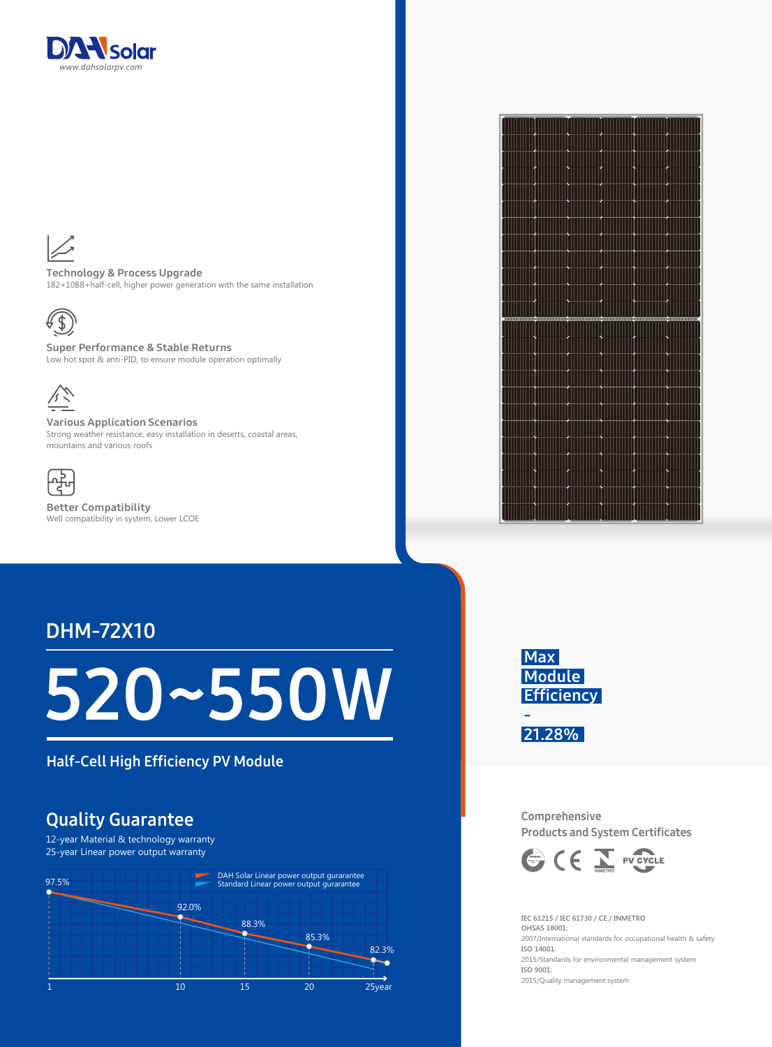DAH Solar
www.dahsolarpv.com

**Technology & Process Upgrade**
182+10BB+half-cell, higher power generation with the same installation

**Super Performance & Stable Returns**
Low hot spot & anti-PID, to ensure module operation optimally

**Various Application Scenarios**
Strong weather resistance, easy installation in deserts, coastal areas, mountains and various roofs

**Better Compatibility**
Well compatibility in system, Lower LCOE

## DHM-72X10

# 520~550W

### Half-Cell High Efficiency PV Module

**Max Module Efficiency - 21.28%**

## Quality Guarantee

12-year Material & technology warranty
25-year Linear power output warranty

DAH Solar Linear power output gurarantee
Standard Linear power output gurarantee

| Year | 1 | 10 | 15 | 20 | 25year |
|---|---|---|---|---|---|
| DAH Solar | 97.5% | 92.0% | 88.3% | 85.3% | 82.3% |

Comprehensive
Products and System Certificates

IEC 61215 / IEC 61730 / CE / INMETRO
OHSAS 18001:
2007/International standards for occupational health & safety
ISO 14001:
2015/Standards for environmental management system
ISO 9001:
2015/Quality management system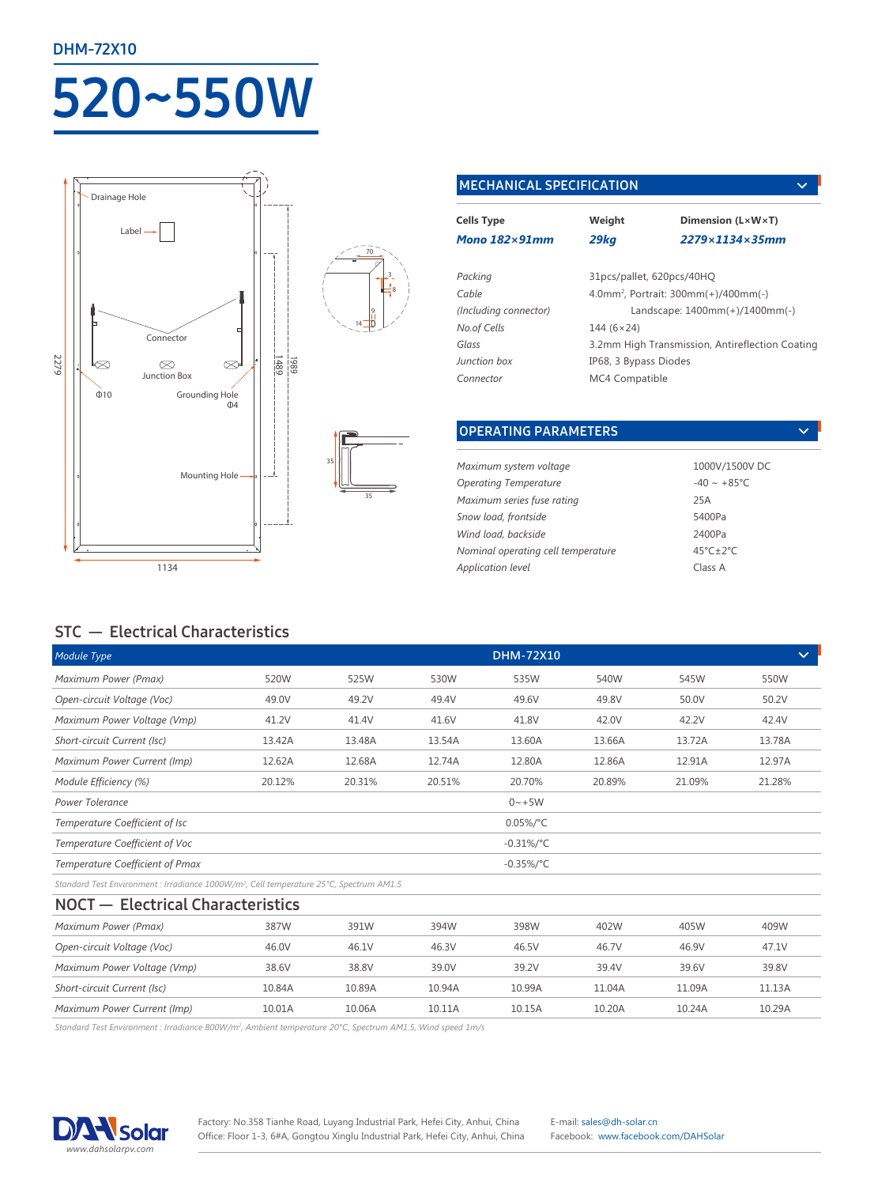DHM-72X10

# 520~550W

Drainage Hole

Label

Connector

Junction Box

Φ10

Grounding Hole Φ4

Mounting Hole

2279

1489

1989

1134

70

3

8

9

14

35

35

## MECHANICAL SPECIFICATION

| Cells Type | Weight | Dimension (L×W×T) |
|---|---|---|
| ***Mono 182×91mm*** | ***29kg*** | ***2279×1134×35mm*** |

| | |
|---|---|
| *Packing* | 31pcs/pallet, 620pcs/40HQ |
| *Cable* *(Including connector)* | 4.0mm², Portrait: 300mm(+)/400mm(-) Landscape: 1400mm(+)/1400mm(-) |
| *No.of Cells* | 144 (6×24) |
| *Glass* | 3.2mm High Transmission, Antireflection Coating |
| *Junction box* | IP68, 3 Bypass Diodes |
| *Connector* | MC4 Compatible |

## OPERATING PARAMETERS

| | |
|---|---|
| *Maximum system voltage* | 1000V/1500V DC |
| *Operating Temperature* | -40 ~ +85°C |
| *Maximum series fuse rating* | 25A |
| *Snow load, frontside* | 5400Pa |
| *Wind load, backside* | 2400Pa |
| *Nominal operating cell temperature* | 45°C±2°C |
| *Application level* | Class A |

## STC — Electrical Characteristics

| *Module Type* | DHM-72X10 | | | | | | |
|---|---|---|---|---|---|---|---|
| *Maximum Power (Pmax)* | 520W | 525W | 530W | 535W | 540W | 545W | 550W |
| *Open-circuit Voltage (Voc)* | 49.0V | 49.2V | 49.4V | 49.6V | 49.8V | 50.0V | 50.2V |
| *Maximum Power Voltage (Vmp)* | 41.2V | 41.4V | 41.6V | 41.8V | 42.0V | 42.2V | 42.4V |
| *Short-circuit Current (Isc)* | 13.42A | 13.48A | 13.54A | 13.60A | 13.66A | 13.72A | 13.78A |
| *Maximum Power Current (Imp)* | 12.62A | 12.68A | 12.74A | 12.80A | 12.86A | 12.91A | 12.97A |
| *Module Efficiency (%)* | 20.12% | 20.31% | 20.51% | 20.70% | 20.89% | 21.09% | 21.28% |
| *Power Tolerance* | 0~+5W | | | | | | |
| *Temperature Coefficient of Isc* | 0.05%/°C | | | | | | |
| *Temperature Coefficient of Voc* | -0.31%/°C | | | | | | |
| *Temperature Coefficient of Pmax* | -0.35%/°C | | | | | | |

*Standard Test Environment : Irradiance 1000W/m², Cell temperature 25°C, Spectrum AM1.5*

## NOCT — Electrical Characteristics

| | | | | | | | |
|---|---|---|---|---|---|---|---|
| *Maximum Power (Pmax)* | 387W | 391W | 394W | 398W | 402W | 405W | 409W |
| *Open-circuit Voltage (Voc)* | 46.0V | 46.1V | 46.3V | 46.5V | 46.7V | 46.9V | 47.1V |
| *Maximum Power Voltage (Vmp)* | 38.6V | 38.8V | 39.0V | 39.2V | 39.4V | 39.6V | 39.8V |
| *Short-circuit Current (Isc)* | 10.84A | 10.89A | 10.94A | 10.99A | 11.04A | 11.09A | 11.13A |
| *Maximum Power Current (Imp)* | 10.01A | 10.06A | 10.11A | 10.15A | 10.20A | 10.24A | 10.29A |

*Standard Test Environment : Irradiance 800W/m², Ambient temperature 20°C, Spectrum AM1.5, Wind speed 1m/s*

DAH Solar
www.dahsolarpv.com

Factory: No.358 Tianhe Road, Luyang Industrial Park, Hefei City, Anhui, China
Office: Floor 1-3, 6#A, Gongtou Xinglu Industrial Park, Hefei City, Anhui, China

E-mail: sales@dh-solar.cn
Facebook: www.facebook.com/DAHSolar